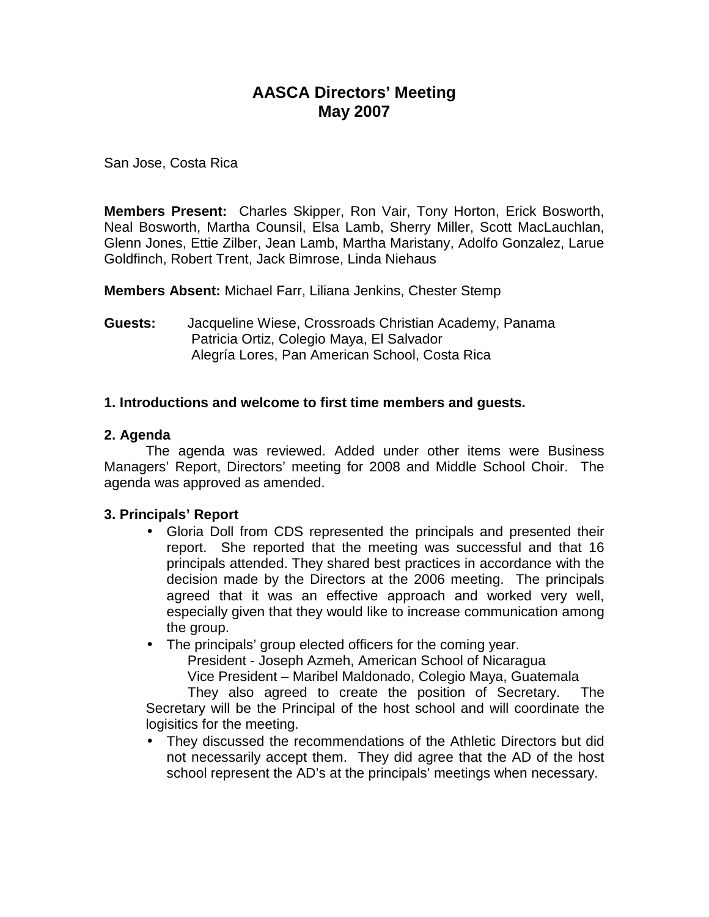# AASCA Directors' Meeting
# May 2007

San Jose, Costa Rica

**Members Present:** Charles Skipper, Ron Vair, Tony Horton, Erick Bosworth, Neal Bosworth, Martha Counsil, Elsa Lamb, Sherry Miller, Scott MacLauchlan, Glenn Jones, Ettie Zilber, Jean Lamb, Martha Maristany, Adolfo Gonzalez, Larue Goldfinch, Robert Trent, Jack Bimrose, Linda Niehaus

**Members Absent:** Michael Farr, Liliana Jenkins, Chester Stemp

**Guests:** Jacqueline Wiese, Crossroads Christian Academy, Panama
Patricia Ortiz, Colegio Maya, El Salvador
Alegría Lores, Pan American School, Costa Rica

### 1. Introductions and welcome to first time members and guests.

### 2. Agenda

The agenda was reviewed. Added under other items were Business Managers' Report, Directors' meeting for 2008 and Middle School Choir. The agenda was approved as amended.

### 3. Principals' Report

- Gloria Doll from CDS represented the principals and presented their report. She reported that the meeting was successful and that 16 principals attended. They shared best practices in accordance with the decision made by the Directors at the 2006 meeting. The principals agreed that it was an effective approach and worked very well, especially given that they would like to increase communication among the group.
- The principals' group elected officers for the coming year.

  President - Joseph Azmeh, American School of Nicaragua
  Vice President – Maribel Maldonado, Colegio Maya, Guatemala

  They also agreed to create the position of Secretary. The Secretary will be the Principal of the host school and will coordinate the logisitics for the meeting.
- They discussed the recommendations of the Athletic Directors but did not necessarily accept them. They did agree that the AD of the host school represent the AD's at the principals' meetings when necessary.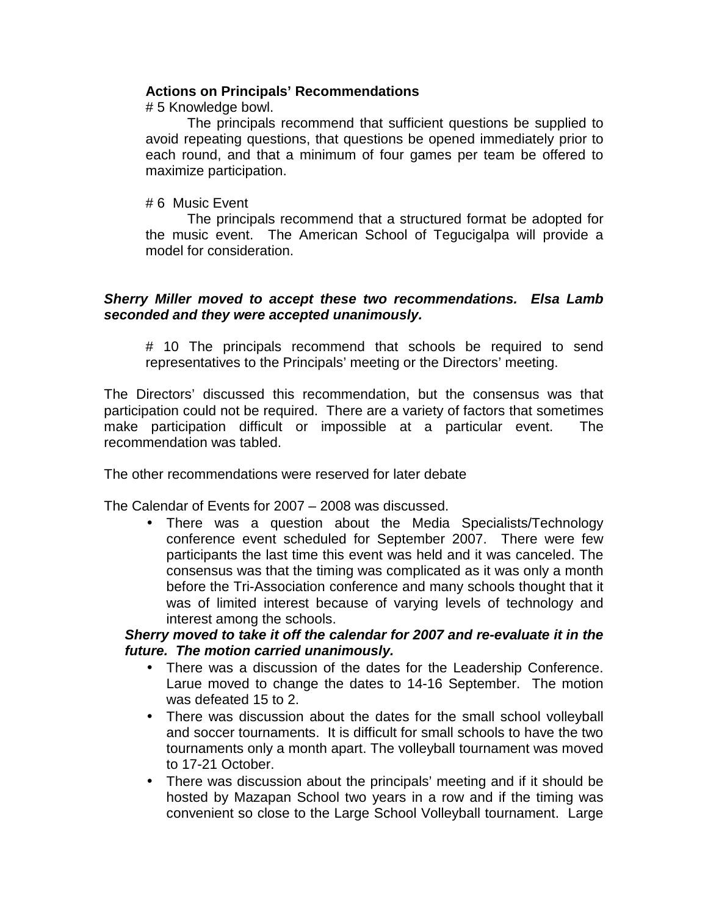**Actions on Principals' Recommendations**

# 5 Knowledge bowl.

The principals recommend that sufficient questions be supplied to avoid repeating questions, that questions be opened immediately prior to each round, and that a minimum of four games per team be offered to maximize participation.

# 6 Music Event

The principals recommend that a structured format be adopted for the music event. The American School of Tegucigalpa will provide a model for consideration.

***Sherry Miller moved to accept these two recommendations. Elsa Lamb seconded and they were accepted unanimously.***

# 10 The principals recommend that schools be required to send representatives to the Principals' meeting or the Directors' meeting.

The Directors' discussed this recommendation, but the consensus was that participation could not be required. There are a variety of factors that sometimes make participation difficult or impossible at a particular event. The recommendation was tabled.

The other recommendations were reserved for later debate

The Calendar of Events for 2007 – 2008 was discussed.

- There was a question about the Media Specialists/Technology conference event scheduled for September 2007. There were few participants the last time this event was held and it was canceled. The consensus was that the timing was complicated as it was only a month before the Tri-Association conference and many schools thought that it was of limited interest because of varying levels of technology and interest among the schools.

***Sherry moved to take it off the calendar for 2007 and re-evaluate it in the future. The motion carried unanimously.***

- There was a discussion of the dates for the Leadership Conference. Larue moved to change the dates to 14-16 September. The motion was defeated 15 to 2.
- There was discussion about the dates for the small school volleyball and soccer tournaments. It is difficult for small schools to have the two tournaments only a month apart. The volleyball tournament was moved to 17-21 October.
- There was discussion about the principals' meeting and if it should be hosted by Mazapan School two years in a row and if the timing was convenient so close to the Large School Volleyball tournament. Large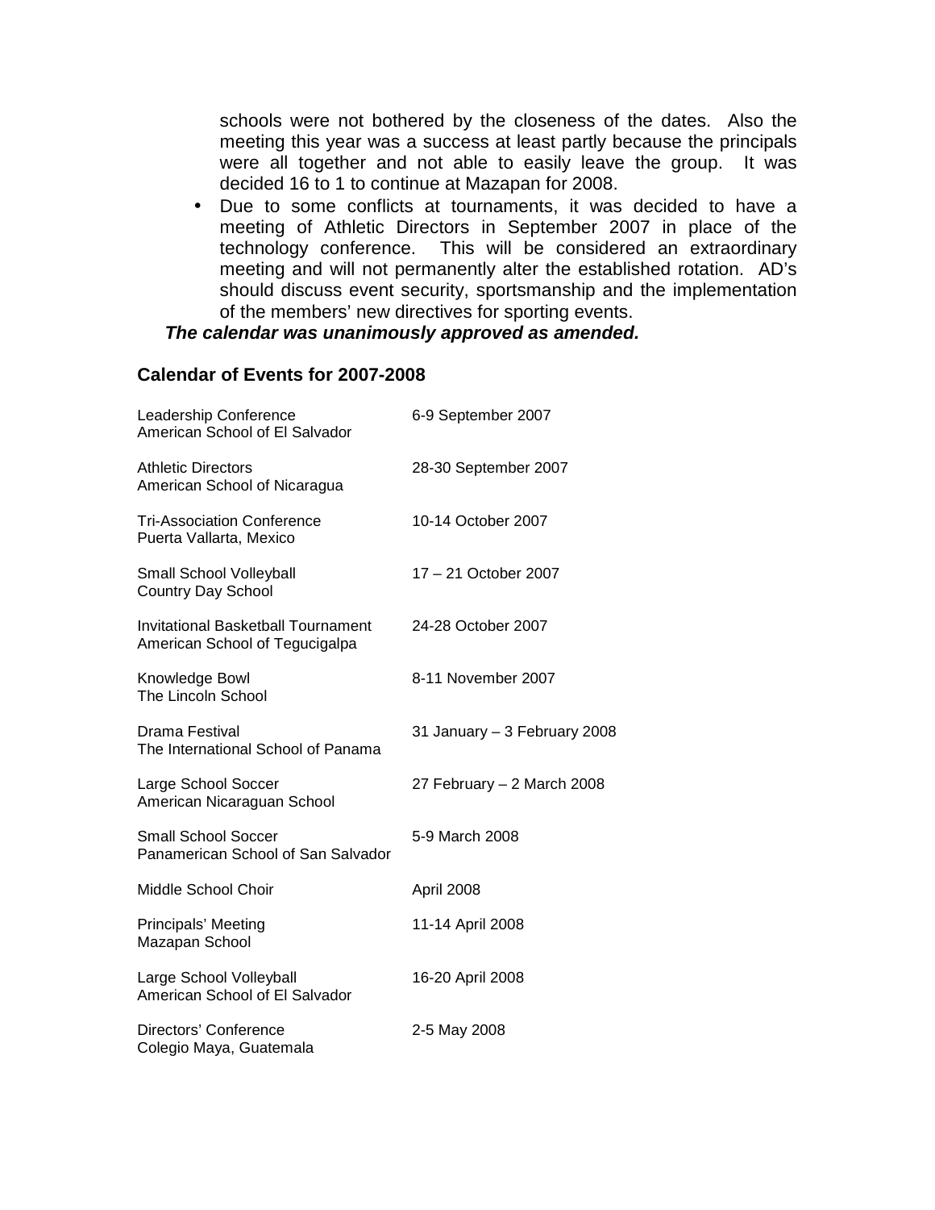schools were not bothered by the closeness of the dates. Also the meeting this year was a success at least partly because the principals were all together and not able to easily leave the group. It was decided 16 to 1 to continue at Mazapan for 2008.

- Due to some conflicts at tournaments, it was decided to have a meeting of Athletic Directors in September 2007 in place of the technology conference. This will be considered an extraordinary meeting and will not permanently alter the established rotation. AD's should discuss event security, sportsmanship and the implementation of the members' new directives for sporting events.

***The calendar was unanimously approved as amended.***

### Calendar of Events for 2007-2008

| Event | Dates |
| --- | --- |
| Leadership Conference<br>American School of El Salvador | 6-9 September 2007 |
| Athletic Directors<br>American School of Nicaragua | 28-30 September 2007 |
| Tri-Association Conference<br>Puerta Vallarta, Mexico | 10-14 October 2007 |
| Small School Volleyball<br>Country Day School | 17 – 21 October 2007 |
| Invitational Basketball Tournament<br>American School of Tegucigalpa | 24-28 October 2007 |
| Knowledge Bowl<br>The Lincoln School | 8-11 November 2007 |
| Drama Festival<br>The International School of Panama | 31 January – 3 February 2008 |
| Large School Soccer<br>American Nicaraguan School | 27 February – 2 March 2008 |
| Small School Soccer<br>Panamerican School of San Salvador | 5-9 March 2008 |
| Middle School Choir | April 2008 |
| Principals' Meeting<br>Mazapan School | 11-14 April 2008 |
| Large School Volleyball<br>American School of El Salvador | 16-20 April 2008 |
| Directors' Conference<br>Colegio Maya, Guatemala | 2-5 May 2008 |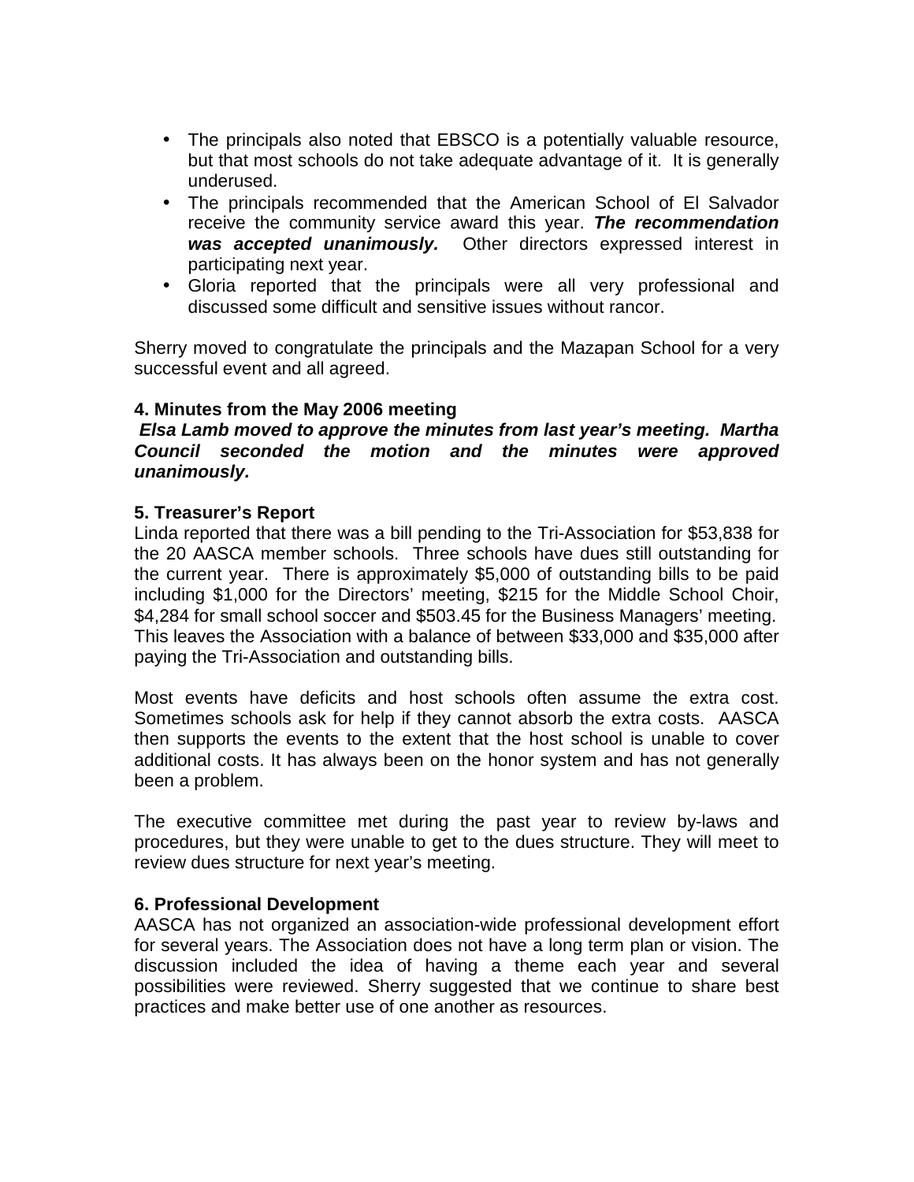- The principals also noted that EBSCO is a potentially valuable resource, but that most schools do not take adequate advantage of it. It is generally underused.
- The principals recommended that the American School of El Salvador receive the community service award this year. ***The recommendation was accepted unanimously.*** Other directors expressed interest in participating next year.
- Gloria reported that the principals were all very professional and discussed some difficult and sensitive issues without rancor.

Sherry moved to congratulate the principals and the Mazapan School for a very successful event and all agreed.

**4. Minutes from the May 2006 meeting**

***Elsa Lamb moved to approve the minutes from last year's meeting. Martha Council seconded the motion and the minutes were approved unanimously.***

**5. Treasurer's Report**

Linda reported that there was a bill pending to the Tri-Association for $53,838 for the 20 AASCA member schools. Three schools have dues still outstanding for the current year. There is approximately $5,000 of outstanding bills to be paid including $1,000 for the Directors' meeting, $215 for the Middle School Choir, $4,284 for small school soccer and $503.45 for the Business Managers' meeting. This leaves the Association with a balance of between $33,000 and $35,000 after paying the Tri-Association and outstanding bills.

Most events have deficits and host schools often assume the extra cost. Sometimes schools ask for help if they cannot absorb the extra costs. AASCA then supports the events to the extent that the host school is unable to cover additional costs. It has always been on the honor system and has not generally been a problem.

The executive committee met during the past year to review by-laws and procedures, but they were unable to get to the dues structure. They will meet to review dues structure for next year's meeting.

**6. Professional Development**

AASCA has not organized an association-wide professional development effort for several years. The Association does not have a long term plan or vision. The discussion included the idea of having a theme each year and several possibilities were reviewed. Sherry suggested that we continue to share best practices and make better use of one another as resources.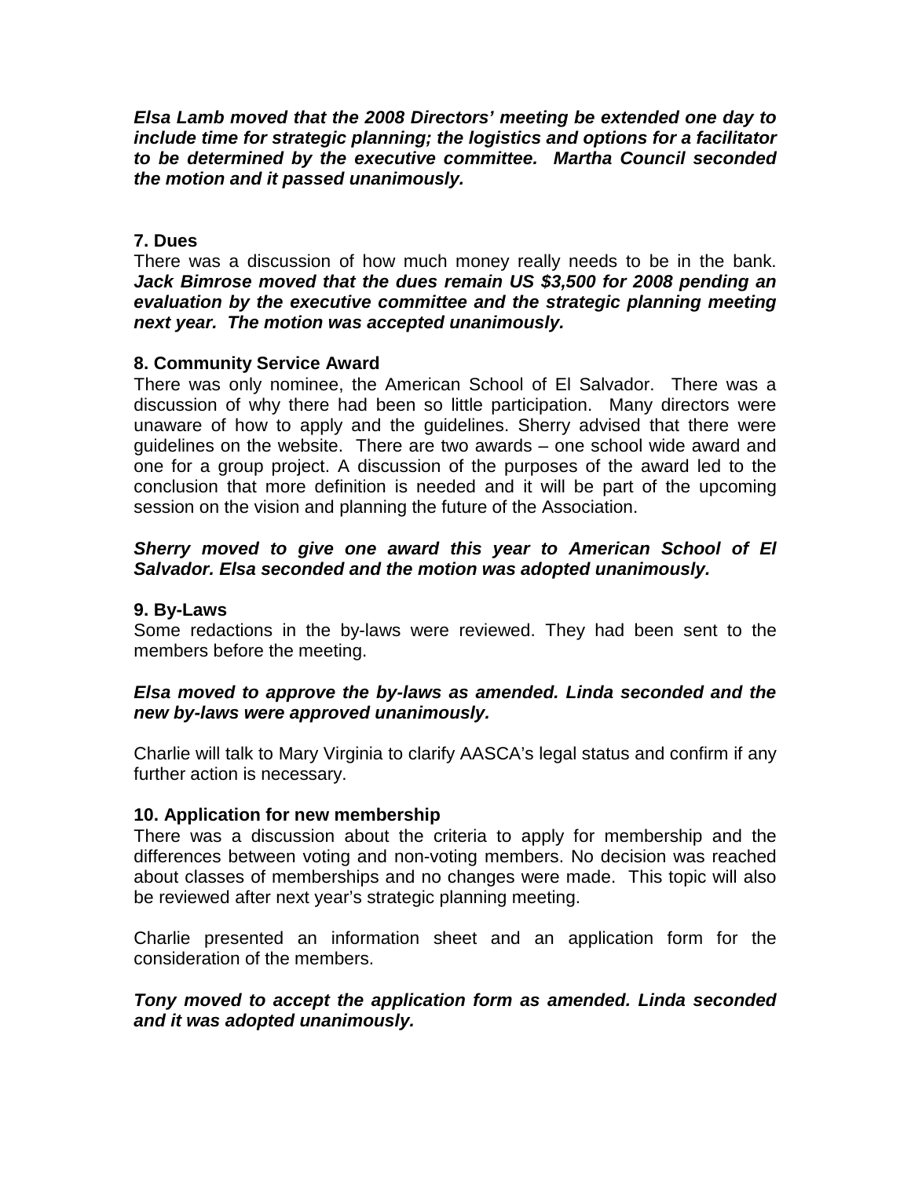***Elsa Lamb moved that the 2008 Directors' meeting be extended one day to include time for strategic planning; the logistics and options for a facilitator to be determined by the executive committee. Martha Council seconded the motion and it passed unanimously.***

**7. Dues**

There was a discussion of how much money really needs to be in the bank. ***Jack Bimrose moved that the dues remain US $3,500 for 2008 pending an evaluation by the executive committee and the strategic planning meeting next year. The motion was accepted unanimously.***

**8. Community Service Award**

There was only nominee, the American School of El Salvador. There was a discussion of why there had been so little participation. Many directors were unaware of how to apply and the guidelines. Sherry advised that there were guidelines on the website. There are two awards – one school wide award and one for a group project. A discussion of the purposes of the award led to the conclusion that more definition is needed and it will be part of the upcoming session on the vision and planning the future of the Association.

***Sherry moved to give one award this year to American School of El Salvador. Elsa seconded and the motion was adopted unanimously.***

**9. By-Laws**

Some redactions in the by-laws were reviewed. They had been sent to the members before the meeting.

***Elsa moved to approve the by-laws as amended. Linda seconded and the new by-laws were approved unanimously.***

Charlie will talk to Mary Virginia to clarify AASCA's legal status and confirm if any further action is necessary.

**10. Application for new membership**

There was a discussion about the criteria to apply for membership and the differences between voting and non-voting members. No decision was reached about classes of memberships and no changes were made. This topic will also be reviewed after next year's strategic planning meeting.

Charlie presented an information sheet and an application form for the consideration of the members.

***Tony moved to accept the application form as amended. Linda seconded and it was adopted unanimously.***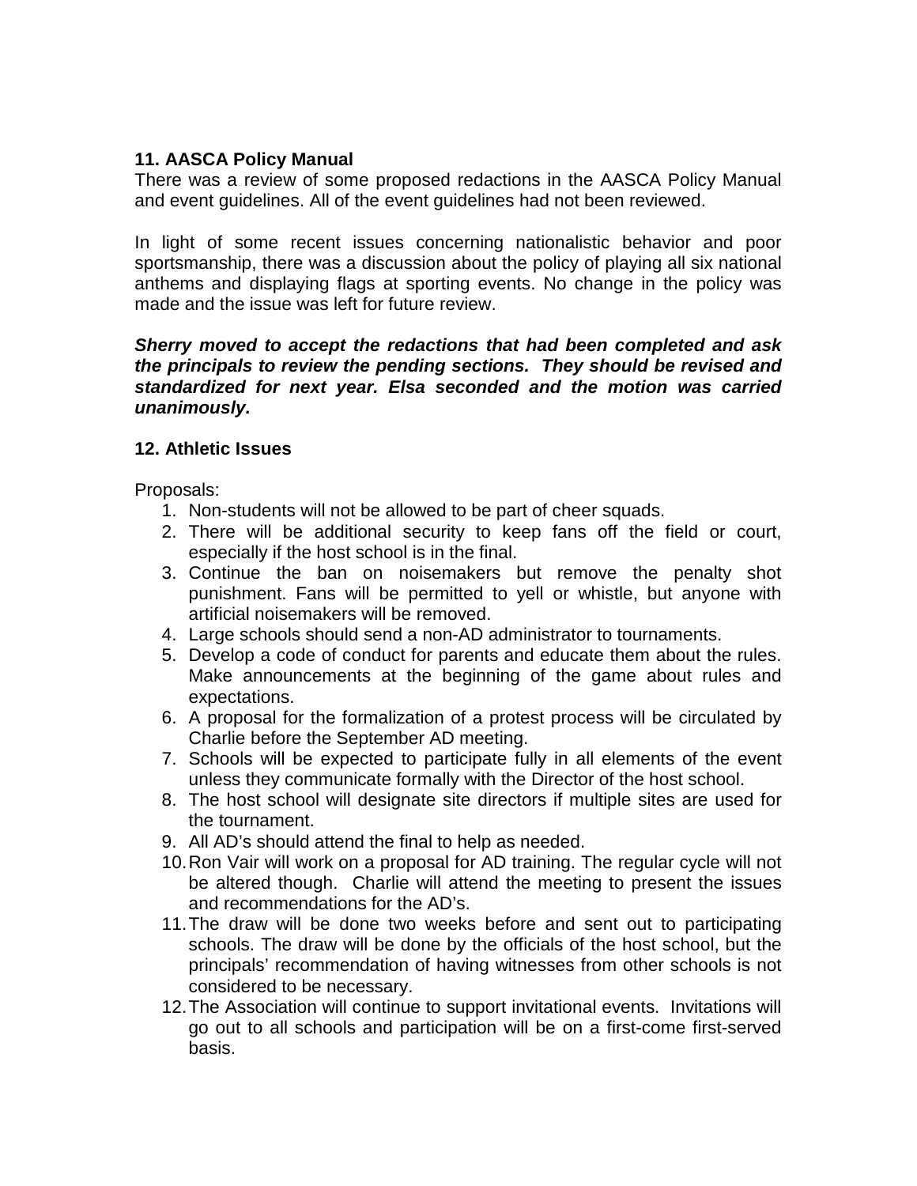**11. AASCA Policy Manual**

There was a review of some proposed redactions in the AASCA Policy Manual and event guidelines. All of the event guidelines had not been reviewed.

In light of some recent issues concerning nationalistic behavior and poor sportsmanship, there was a discussion about the policy of playing all six national anthems and displaying flags at sporting events. No change in the policy was made and the issue was left for future review.

***Sherry moved to accept the redactions that had been completed and ask the principals to review the pending sections. They should be revised and standardized for next year. Elsa seconded and the motion was carried unanimously.***

**12. Athletic Issues**

Proposals:

1. Non-students will not be allowed to be part of cheer squads.
2. There will be additional security to keep fans off the field or court, especially if the host school is in the final.
3. Continue the ban on noisemakers but remove the penalty shot punishment. Fans will be permitted to yell or whistle, but anyone with artificial noisemakers will be removed.
4. Large schools should send a non-AD administrator to tournaments.
5. Develop a code of conduct for parents and educate them about the rules. Make announcements at the beginning of the game about rules and expectations.
6. A proposal for the formalization of a protest process will be circulated by Charlie before the September AD meeting.
7. Schools will be expected to participate fully in all elements of the event unless they communicate formally with the Director of the host school.
8. The host school will designate site directors if multiple sites are used for the tournament.
9. All AD's should attend the final to help as needed.
10. Ron Vair will work on a proposal for AD training. The regular cycle will not be altered though. Charlie will attend the meeting to present the issues and recommendations for the AD's.
11. The draw will be done two weeks before and sent out to participating schools. The draw will be done by the officials of the host school, but the principals' recommendation of having witnesses from other schools is not considered to be necessary.
12. The Association will continue to support invitational events. Invitations will go out to all schools and participation will be on a first-come first-served basis.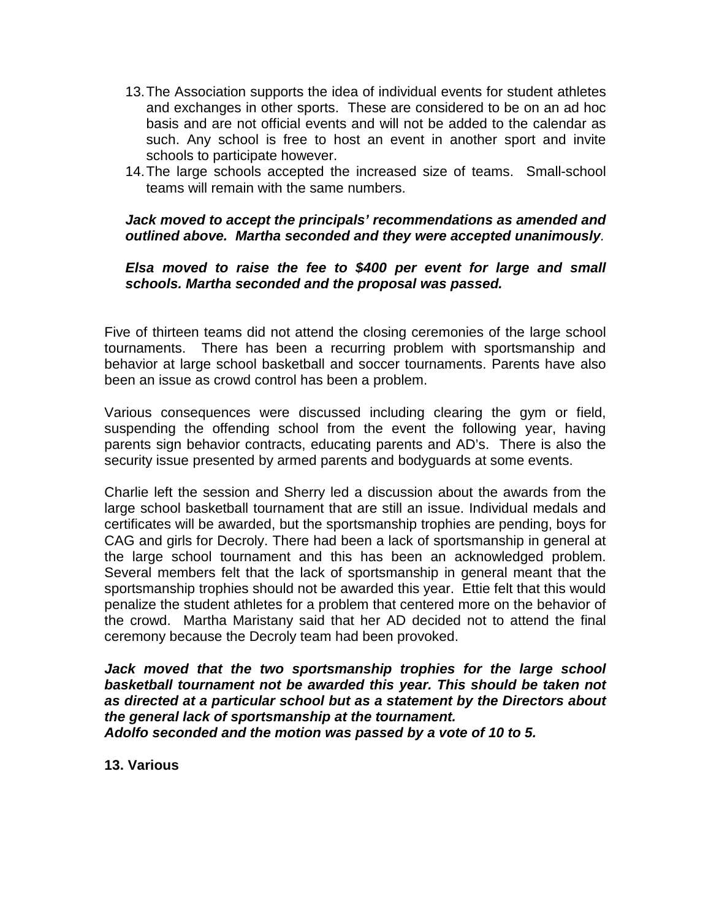13. The Association supports the idea of individual events for student athletes and exchanges in other sports. These are considered to be on an ad hoc basis and are not official events and will not be added to the calendar as such. Any school is free to host an event in another sport and invite schools to participate however.
14. The large schools accepted the increased size of teams. Small-school teams will remain with the same numbers.

***Jack moved to accept the principals' recommendations as amended and outlined above. Martha seconded and they were accepted unanimously.***

***Elsa moved to raise the fee to $400 per event for large and small schools. Martha seconded and the proposal was passed.***

Five of thirteen teams did not attend the closing ceremonies of the large school tournaments. There has been a recurring problem with sportsmanship and behavior at large school basketball and soccer tournaments. Parents have also been an issue as crowd control has been a problem.

Various consequences were discussed including clearing the gym or field, suspending the offending school from the event the following year, having parents sign behavior contracts, educating parents and AD's. There is also the security issue presented by armed parents and bodyguards at some events.

Charlie left the session and Sherry led a discussion about the awards from the large school basketball tournament that are still an issue. Individual medals and certificates will be awarded, but the sportsmanship trophies are pending, boys for CAG and girls for Decroly. There had been a lack of sportsmanship in general at the large school tournament and this has been an acknowledged problem. Several members felt that the lack of sportsmanship in general meant that the sportsmanship trophies should not be awarded this year. Ettie felt that this would penalize the student athletes for a problem that centered more on the behavior of the crowd. Martha Maristany said that her AD decided not to attend the final ceremony because the Decroly team had been provoked.

***Jack moved that the two sportsmanship trophies for the large school basketball tournament not be awarded this year. This should be taken not as directed at a particular school but as a statement by the Directors about the general lack of sportsmanship at the tournament.***
***Adolfo seconded and the motion was passed by a vote of 10 to 5.***

**13. Various**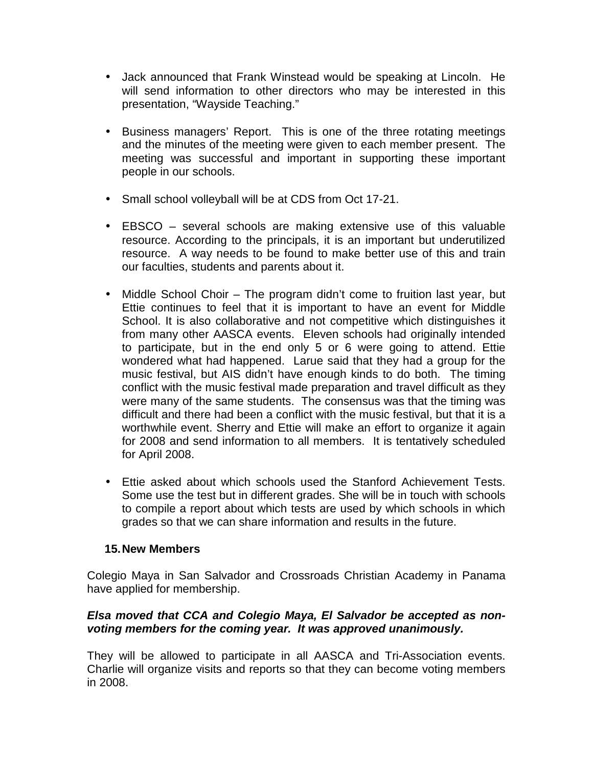- Jack announced that Frank Winstead would be speaking at Lincoln. He will send information to other directors who may be interested in this presentation, "Wayside Teaching."

- Business managers' Report. This is one of the three rotating meetings and the minutes of the meeting were given to each member present. The meeting was successful and important in supporting these important people in our schools.

- Small school volleyball will be at CDS from Oct 17-21.

- EBSCO – several schools are making extensive use of this valuable resource. According to the principals, it is an important but underutilized resource. A way needs to be found to make better use of this and train our faculties, students and parents about it.

- Middle School Choir – The program didn't come to fruition last year, but Ettie continues to feel that it is important to have an event for Middle School. It is also collaborative and not competitive which distinguishes it from many other AASCA events. Eleven schools had originally intended to participate, but in the end only 5 or 6 were going to attend. Ettie wondered what had happened. Larue said that they had a group for the music festival, but AIS didn't have enough kinds to do both. The timing conflict with the music festival made preparation and travel difficult as they were many of the same students. The consensus was that the timing was difficult and there had been a conflict with the music festival, but that it is a worthwhile event. Sherry and Ettie will make an effort to organize it again for 2008 and send information to all members. It is tentatively scheduled for April 2008.

- Ettie asked about which schools used the Stanford Achievement Tests. Some use the test but in different grades. She will be in touch with schools to compile a report about which tests are used by which schools in which grades so that we can share information and results in the future.

**15. New Members**

Colegio Maya in San Salvador and Crossroads Christian Academy in Panama have applied for membership.

***Elsa moved that CCA and Colegio Maya, El Salvador be accepted as non-voting members for the coming year. It was approved unanimously.***

They will be allowed to participate in all AASCA and Tri-Association events. Charlie will organize visits and reports so that they can become voting members in 2008.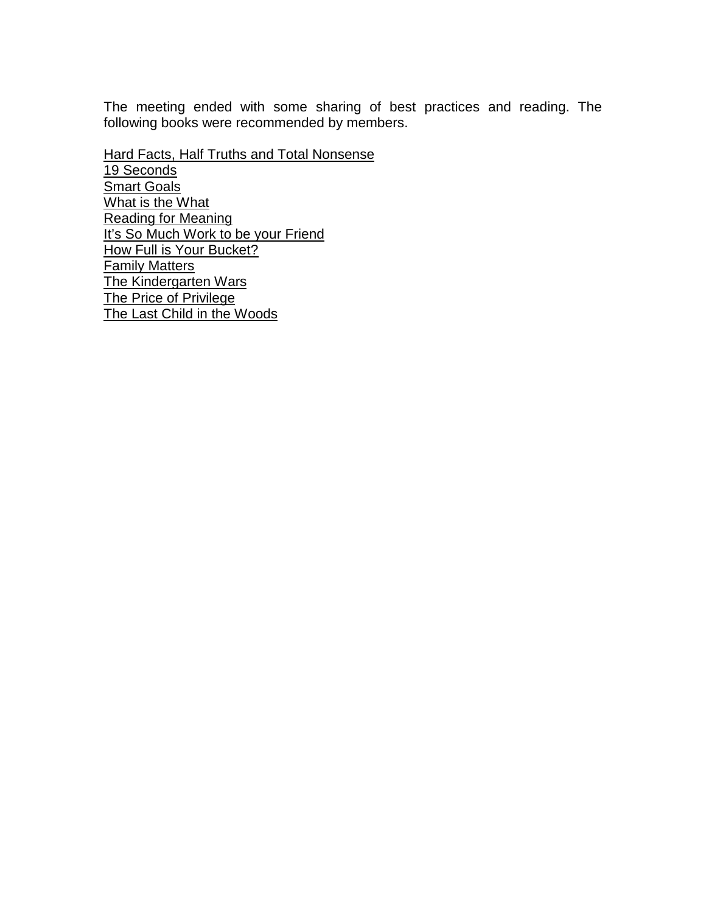The meeting ended with some sharing of best practices and reading. The following books were recommended by members.

<u>Hard Facts, Half Truths and Total Nonsense</u>
<u>19 Seconds</u>
<u>Smart Goals</u>
<u>What is the What</u>
<u>Reading for Meaning</u>
<u>It's So Much Work to be your Friend</u>
<u>How Full is Your Bucket?</u>
<u>Family Matters</u>
<u>The Kindergarten Wars</u>
<u>The Price of Privilege</u>
<u>The Last Child in the Woods</u>